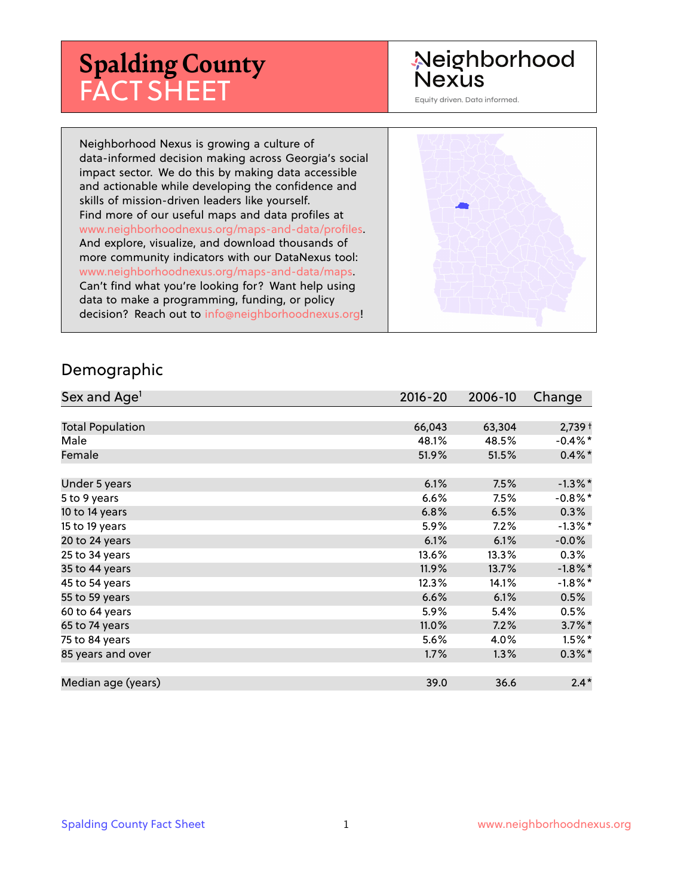# Spalding County FACT SHEET

Neighborhood Nexus

Equity driven. Data informed.

Neighborhood Nexus is growing a culture of data-informed decision making across Georgia's social impact sector. We do this by making data accessible and actionable while developing the confidence and skills of mission-driven leaders like yourself. Find more of our useful maps and data profiles at www.neighborhoodnexus.org/maps-and-data/profiles. And explore, visualize, and download thousands of more community indicators with our DataNexus tool: www.neighborhoodnexus.org/maps-and-data/maps. Can't find what you're looking for? Want help using data to make a programming, funding, or policy decision? Reach out to info@neighborhoodnexus.org!

## Demographic

| Sex and Age[1] | 2016-20 | 2006-10 | Change |
|---|---|---|---|
| Total Population | 66,043 | 63,304 | 2,739 † |
| Male | 48.1% | 48.5% | -0.4%* |
| Female | 51.9% | 51.5% | 0.4%* |
| | | | |
| Under 5 years | 6.1% | 7.5% | -1.3%* |
| 5 to 9 years | 6.6% | 7.5% | -0.8%* |
| 10 to 14 years | 6.8% | 6.5% | 0.3% |
| 15 to 19 years | 5.9% | 7.2% | -1.3%* |
| 20 to 24 years | 6.1% | 6.1% | -0.0% |
| 25 to 34 years | 13.6% | 13.3% | 0.3% |
| 35 to 44 years | 11.9% | 13.7% | -1.8%* |
| 45 to 54 years | 12.3% | 14.1% | -1.8%* |
| 55 to 59 years | 6.6% | 6.1% | 0.5% |
| 60 to 64 years | 5.9% | 5.4% | 0.5% |
| 65 to 74 years | 11.0% | 7.2% | 3.7%* |
| 75 to 84 years | 5.6% | 4.0% | 1.5%* |
| 85 years and over | 1.7% | 1.3% | 0.3%* |
| | | | |
| Median age (years) | 39.0 | 36.6 | 2.4* |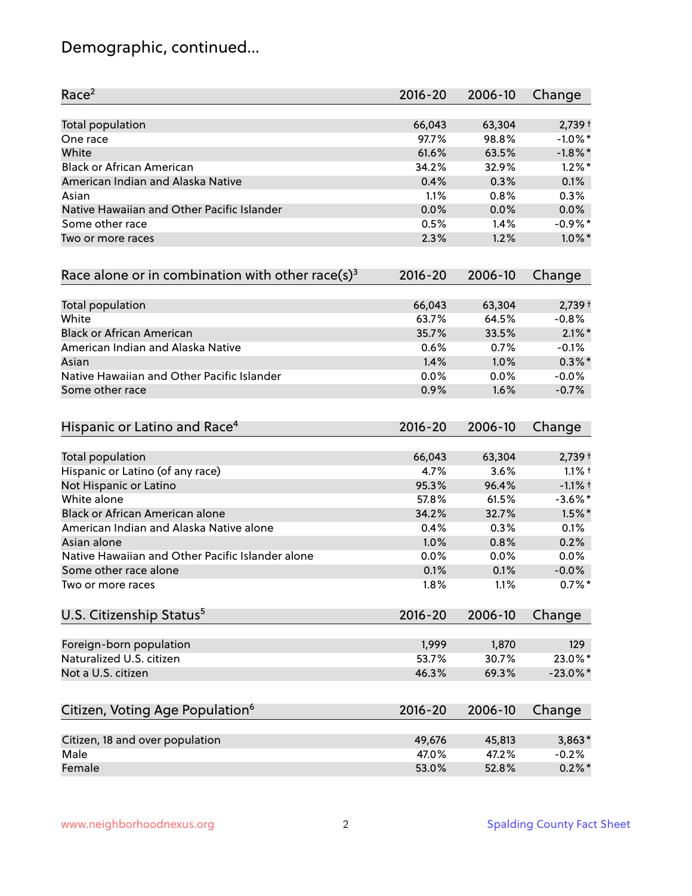# Demographic, continued...

| Race[2] | 2016-20 | 2006-10 | Change |
|---|---|---|---|
| Total population | 66,043 | 63,304 | 2,739 † |
| One race | 97.7% | 98.8% | -1.0% * |
| White | 61.6% | 63.5% | -1.8% * |
| Black or African American | 34.2% | 32.9% | 1.2% * |
| American Indian and Alaska Native | 0.4% | 0.3% | 0.1% |
| Asian | 1.1% | 0.8% | 0.3% |
| Native Hawaiian and Other Pacific Islander | 0.0% | 0.0% | 0.0% |
| Some other race | 0.5% | 1.4% | -0.9% * |
| Two or more races | 2.3% | 1.2% | 1.0% * |

| Race alone or in combination with other race(s)[3] | 2016-20 | 2006-10 | Change |
|---|---|---|---|
| Total population | 66,043 | 63,304 | 2,739 † |
| White | 63.7% | 64.5% | -0.8% |
| Black or African American | 35.7% | 33.5% | 2.1% * |
| American Indian and Alaska Native | 0.6% | 0.7% | -0.1% |
| Asian | 1.4% | 1.0% | 0.3% * |
| Native Hawaiian and Other Pacific Islander | 0.0% | 0.0% | -0.0% |
| Some other race | 0.9% | 1.6% | -0.7% |

| Hispanic or Latino and Race[4] | 2016-20 | 2006-10 | Change |
|---|---|---|---|
| Total population | 66,043 | 63,304 | 2,739 † |
| Hispanic or Latino (of any race) | 4.7% | 3.6% | 1.1% † |
| Not Hispanic or Latino | 95.3% | 96.4% | -1.1% † |
| White alone | 57.8% | 61.5% | -3.6% * |
| Black or African American alone | 34.2% | 32.7% | 1.5% * |
| American Indian and Alaska Native alone | 0.4% | 0.3% | 0.1% |
| Asian alone | 1.0% | 0.8% | 0.2% |
| Native Hawaiian and Other Pacific Islander alone | 0.0% | 0.0% | 0.0% |
| Some other race alone | 0.1% | 0.1% | -0.0% |
| Two or more races | 1.8% | 1.1% | 0.7% * |

| U.S. Citizenship Status[5] | 2016-20 | 2006-10 | Change |
|---|---|---|---|
| Foreign-born population | 1,999 | 1,870 | 129 |
| Naturalized U.S. citizen | 53.7% | 30.7% | 23.0% * |
| Not a U.S. citizen | 46.3% | 69.3% | -23.0% * |

| Citizen, Voting Age Population[6] | 2016-20 | 2006-10 | Change |
|---|---|---|---|
| Citizen, 18 and over population | 49,676 | 45,813 | 3,863 * |
| Male | 47.0% | 47.2% | -0.2% |
| Female | 53.0% | 52.8% | 0.2% * |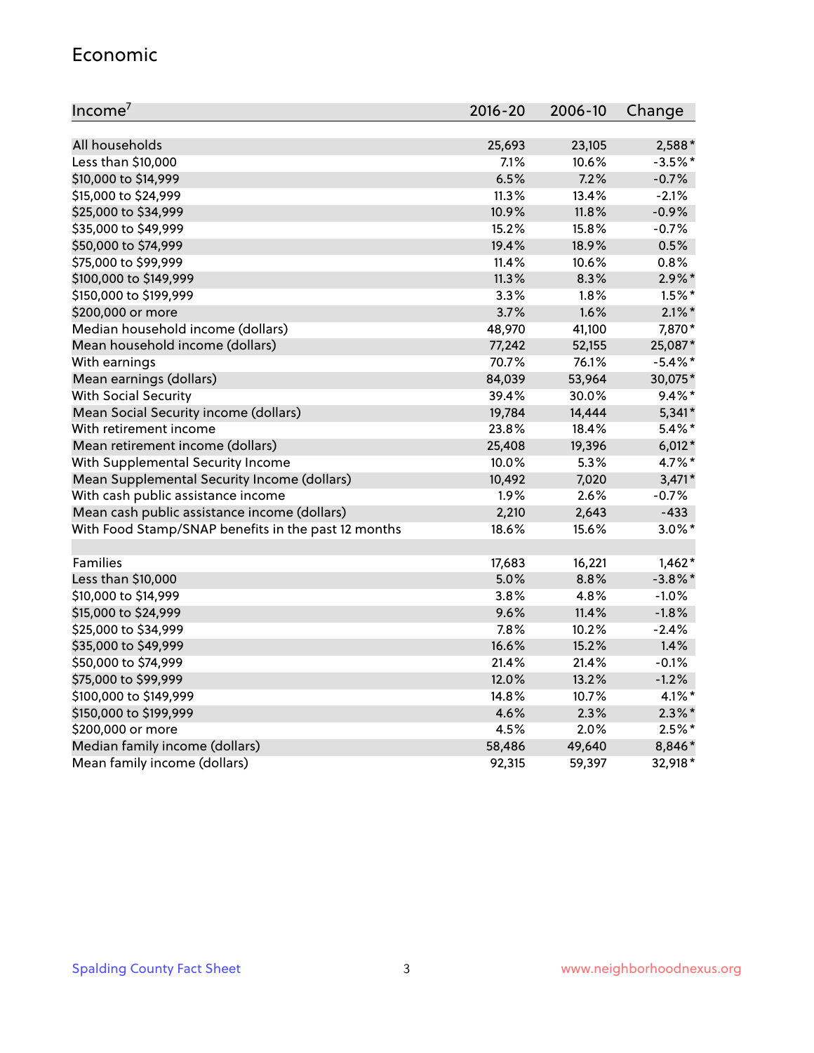## Economic

| Income[7] | 2016-20 | 2006-10 | Change |
|---|---|---|---|
| All households | 25,693 | 23,105 | 2,588* |
| Less than $10,000 | 7.1% | 10.6% | -3.5%* |
| $10,000 to $14,999 | 6.5% | 7.2% | -0.7% |
| $15,000 to $24,999 | 11.3% | 13.4% | -2.1% |
| $25,000 to $34,999 | 10.9% | 11.8% | -0.9% |
| $35,000 to $49,999 | 15.2% | 15.8% | -0.7% |
| $50,000 to $74,999 | 19.4% | 18.9% | 0.5% |
| $75,000 to $99,999 | 11.4% | 10.6% | 0.8% |
| $100,000 to $149,999 | 11.3% | 8.3% | 2.9%* |
| $150,000 to $199,999 | 3.3% | 1.8% | 1.5%* |
| $200,000 or more | 3.7% | 1.6% | 2.1%* |
| Median household income (dollars) | 48,970 | 41,100 | 7,870* |
| Mean household income (dollars) | 77,242 | 52,155 | 25,087* |
| With earnings | 70.7% | 76.1% | -5.4%* |
| Mean earnings (dollars) | 84,039 | 53,964 | 30,075* |
| With Social Security | 39.4% | 30.0% | 9.4%* |
| Mean Social Security income (dollars) | 19,784 | 14,444 | 5,341* |
| With retirement income | 23.8% | 18.4% | 5.4%* |
| Mean retirement income (dollars) | 25,408 | 19,396 | 6,012* |
| With Supplemental Security Income | 10.0% | 5.3% | 4.7%* |
| Mean Supplemental Security Income (dollars) | 10,492 | 7,020 | 3,471* |
| With cash public assistance income | 1.9% | 2.6% | -0.7% |
| Mean cash public assistance income (dollars) | 2,210 | 2,643 | -433 |
| With Food Stamp/SNAP benefits in the past 12 months | 18.6% | 15.6% | 3.0%* |
| | | | |
| Families | 17,683 | 16,221 | 1,462* |
| Less than $10,000 | 5.0% | 8.8% | -3.8%* |
| $10,000 to $14,999 | 3.8% | 4.8% | -1.0% |
| $15,000 to $24,999 | 9.6% | 11.4% | -1.8% |
| $25,000 to $34,999 | 7.8% | 10.2% | -2.4% |
| $35,000 to $49,999 | 16.6% | 15.2% | 1.4% |
| $50,000 to $74,999 | 21.4% | 21.4% | -0.1% |
| $75,000 to $99,999 | 12.0% | 13.2% | -1.2% |
| $100,000 to $149,999 | 14.8% | 10.7% | 4.1%* |
| $150,000 to $199,999 | 4.6% | 2.3% | 2.3%* |
| $200,000 or more | 4.5% | 2.0% | 2.5%* |
| Median family income (dollars) | 58,486 | 49,640 | 8,846* |
| Mean family income (dollars) | 92,315 | 59,397 | 32,918* |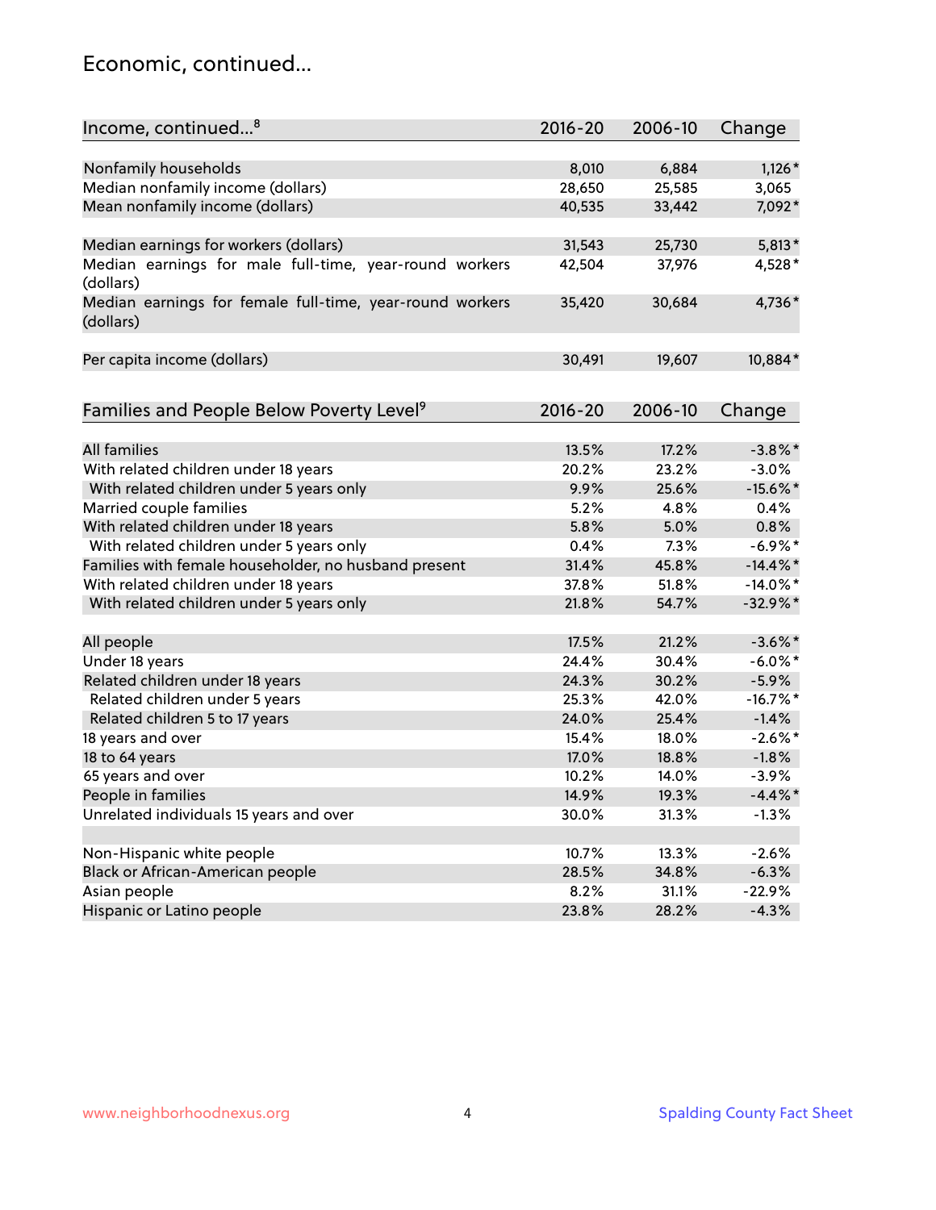# Economic, continued...

| Income, continued...[8] | 2016-20 | 2006-10 | Change |
|---|---|---|---|
| Nonfamily households | 8,010 | 6,884 | 1,126* |
| Median nonfamily income (dollars) | 28,650 | 25,585 | 3,065 |
| Mean nonfamily income (dollars) | 40,535 | 33,442 | 7,092* |
| Median earnings for workers (dollars) | 31,543 | 25,730 | 5,813* |
| Median earnings for male full-time, year-round workers (dollars) | 42,504 | 37,976 | 4,528* |
| Median earnings for female full-time, year-round workers (dollars) | 35,420 | 30,684 | 4,736* |
| Per capita income (dollars) | 30,491 | 19,607 | 10,884* |

| Families and People Below Poverty Level[9] | 2016-20 | 2006-10 | Change |
|---|---|---|---|
| All families | 13.5% | 17.2% | -3.8%* |
| With related children under 18 years | 20.2% | 23.2% | -3.0% |
| With related children under 5 years only | 9.9% | 25.6% | -15.6%* |
| Married couple families | 5.2% | 4.8% | 0.4% |
| With related children under 18 years | 5.8% | 5.0% | 0.8% |
| With related children under 5 years only | 0.4% | 7.3% | -6.9%* |
| Families with female householder, no husband present | 31.4% | 45.8% | -14.4%* |
| With related children under 18 years | 37.8% | 51.8% | -14.0%* |
| With related children under 5 years only | 21.8% | 54.7% | -32.9%* |
| All people | 17.5% | 21.2% | -3.6%* |
| Under 18 years | 24.4% | 30.4% | -6.0%* |
| Related children under 18 years | 24.3% | 30.2% | -5.9% |
| Related children under 5 years | 25.3% | 42.0% | -16.7%* |
| Related children 5 to 17 years | 24.0% | 25.4% | -1.4% |
| 18 years and over | 15.4% | 18.0% | -2.6%* |
| 18 to 64 years | 17.0% | 18.8% | -1.8% |
| 65 years and over | 10.2% | 14.0% | -3.9% |
| People in families | 14.9% | 19.3% | -4.4%* |
| Unrelated individuals 15 years and over | 30.0% | 31.3% | -1.3% |
| Non-Hispanic white people | 10.7% | 13.3% | -2.6% |
| Black or African-American people | 28.5% | 34.8% | -6.3% |
| Asian people | 8.2% | 31.1% | -22.9% |
| Hispanic or Latino people | 23.8% | 28.2% | -4.3% |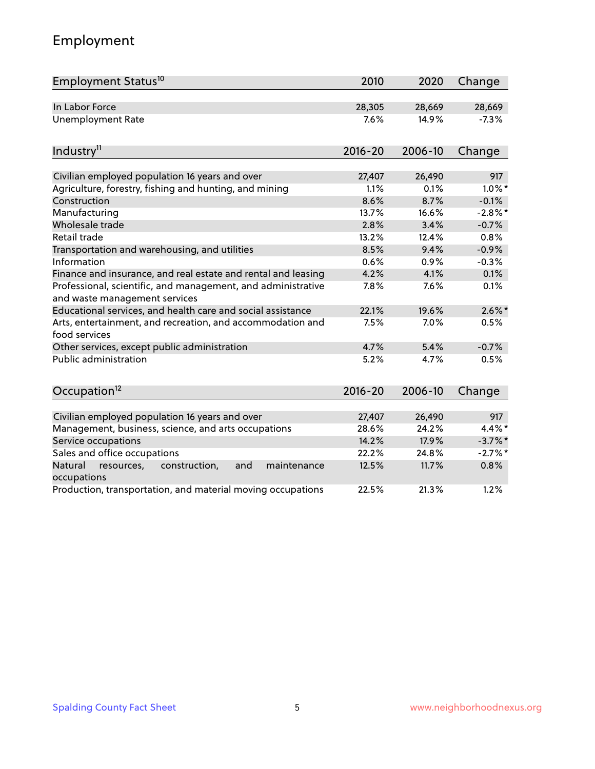# Employment

| Employment Status[10] | 2010 | 2020 | Change |
|---|---|---|---|
| In Labor Force | 28,305 | 28,669 | 28,669 |
| Unemployment Rate | 7.6% | 14.9% | -7.3% |

| Industry[11] | 2016-20 | 2006-10 | Change |
|---|---|---|---|
| Civilian employed population 16 years and over | 27,407 | 26,490 | 917 |
| Agriculture, forestry, fishing and hunting, and mining | 1.1% | 0.1% | 1.0%* |
| Construction | 8.6% | 8.7% | -0.1% |
| Manufacturing | 13.7% | 16.6% | -2.8%* |
| Wholesale trade | 2.8% | 3.4% | -0.7% |
| Retail trade | 13.2% | 12.4% | 0.8% |
| Transportation and warehousing, and utilities | 8.5% | 9.4% | -0.9% |
| Information | 0.6% | 0.9% | -0.3% |
| Finance and insurance, and real estate and rental and leasing | 4.2% | 4.1% | 0.1% |
| Professional, scientific, and management, and administrative and waste management services | 7.8% | 7.6% | 0.1% |
| Educational services, and health care and social assistance | 22.1% | 19.6% | 2.6%* |
| Arts, entertainment, and recreation, and accommodation and food services | 7.5% | 7.0% | 0.5% |
| Other services, except public administration | 4.7% | 5.4% | -0.7% |
| Public administration | 5.2% | 4.7% | 0.5% |

| Occupation[12] | 2016-20 | 2006-10 | Change |
|---|---|---|---|
| Civilian employed population 16 years and over | 27,407 | 26,490 | 917 |
| Management, business, science, and arts occupations | 28.6% | 24.2% | 4.4%* |
| Service occupations | 14.2% | 17.9% | -3.7%* |
| Sales and office occupations | 22.2% | 24.8% | -2.7%* |
| Natural resources, construction, and maintenance occupations | 12.5% | 11.7% | 0.8% |
| Production, transportation, and material moving occupations | 22.5% | 21.3% | 1.2% |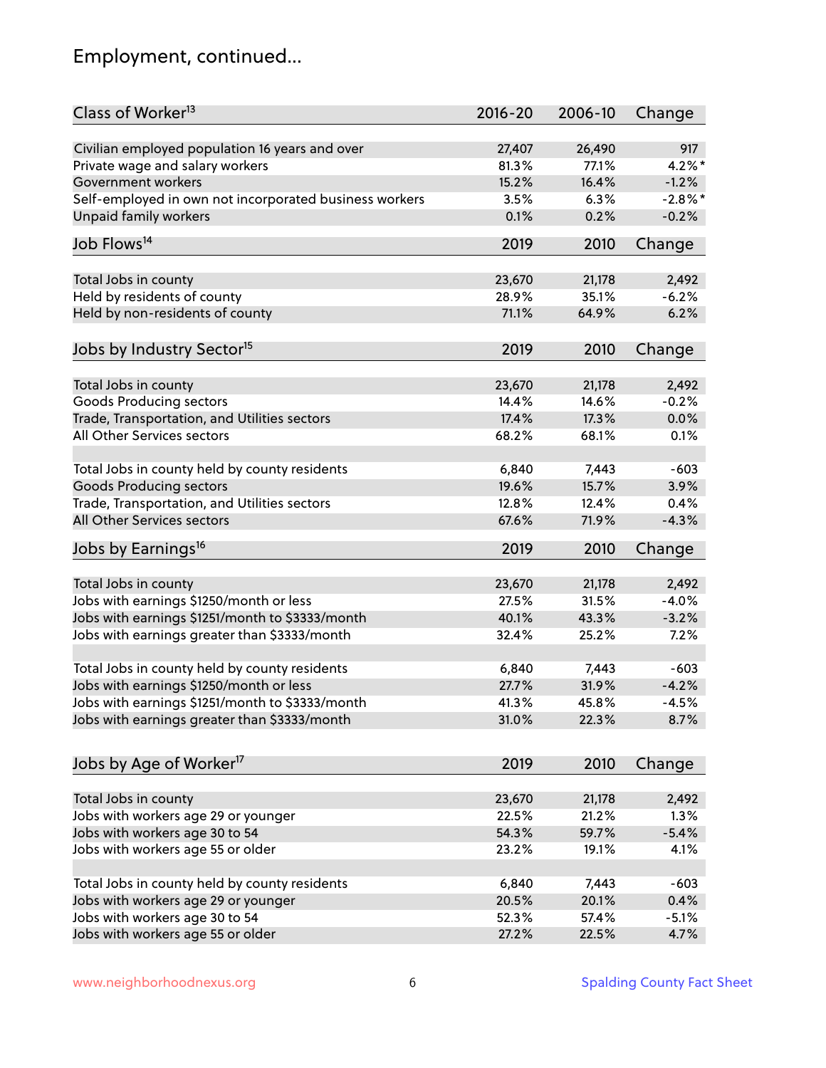## Employment, continued...

| Class of Worker[13] | 2016-20 | 2006-10 | Change |
| --- | --- | --- | --- |
| Civilian employed population 16 years and over | 27,407 | 26,490 | 917 |
| Private wage and salary workers | 81.3% | 77.1% | 4.2%* |
| Government workers | 15.2% | 16.4% | -1.2% |
| Self-employed in own not incorporated business workers | 3.5% | 6.3% | -2.8%* |
| Unpaid family workers | 0.1% | 0.2% | -0.2% |

| Job Flows[14] | 2019 | 2010 | Change |
| --- | --- | --- | --- |
| Total Jobs in county | 23,670 | 21,178 | 2,492 |
| Held by residents of county | 28.9% | 35.1% | -6.2% |
| Held by non-residents of county | 71.1% | 64.9% | 6.2% |

| Jobs by Industry Sector[15] | 2019 | 2010 | Change |
| --- | --- | --- | --- |
| Total Jobs in county | 23,670 | 21,178 | 2,492 |
| Goods Producing sectors | 14.4% | 14.6% | -0.2% |
| Trade, Transportation, and Utilities sectors | 17.4% | 17.3% | 0.0% |
| All Other Services sectors | 68.2% | 68.1% | 0.1% |
| | | | |
| Total Jobs in county held by county residents | 6,840 | 7,443 | -603 |
| Goods Producing sectors | 19.6% | 15.7% | 3.9% |
| Trade, Transportation, and Utilities sectors | 12.8% | 12.4% | 0.4% |
| All Other Services sectors | 67.6% | 71.9% | -4.3% |

| Jobs by Earnings[16] | 2019 | 2010 | Change |
| --- | --- | --- | --- |
| Total Jobs in county | 23,670 | 21,178 | 2,492 |
| Jobs with earnings $1250/month or less | 27.5% | 31.5% | -4.0% |
| Jobs with earnings $1251/month to $3333/month | 40.1% | 43.3% | -3.2% |
| Jobs with earnings greater than $3333/month | 32.4% | 25.2% | 7.2% |
| | | | |
| Total Jobs in county held by county residents | 6,840 | 7,443 | -603 |
| Jobs with earnings $1250/month or less | 27.7% | 31.9% | -4.2% |
| Jobs with earnings $1251/month to $3333/month | 41.3% | 45.8% | -4.5% |
| Jobs with earnings greater than $3333/month | 31.0% | 22.3% | 8.7% |

| Jobs by Age of Worker[17] | 2019 | 2010 | Change |
| --- | --- | --- | --- |
| Total Jobs in county | 23,670 | 21,178 | 2,492 |
| Jobs with workers age 29 or younger | 22.5% | 21.2% | 1.3% |
| Jobs with workers age 30 to 54 | 54.3% | 59.7% | -5.4% |
| Jobs with workers age 55 or older | 23.2% | 19.1% | 4.1% |
| | | | |
| Total Jobs in county held by county residents | 6,840 | 7,443 | -603 |
| Jobs with workers age 29 or younger | 20.5% | 20.1% | 0.4% |
| Jobs with workers age 30 to 54 | 52.3% | 57.4% | -5.1% |
| Jobs with workers age 55 or older | 27.2% | 22.5% | 4.7% |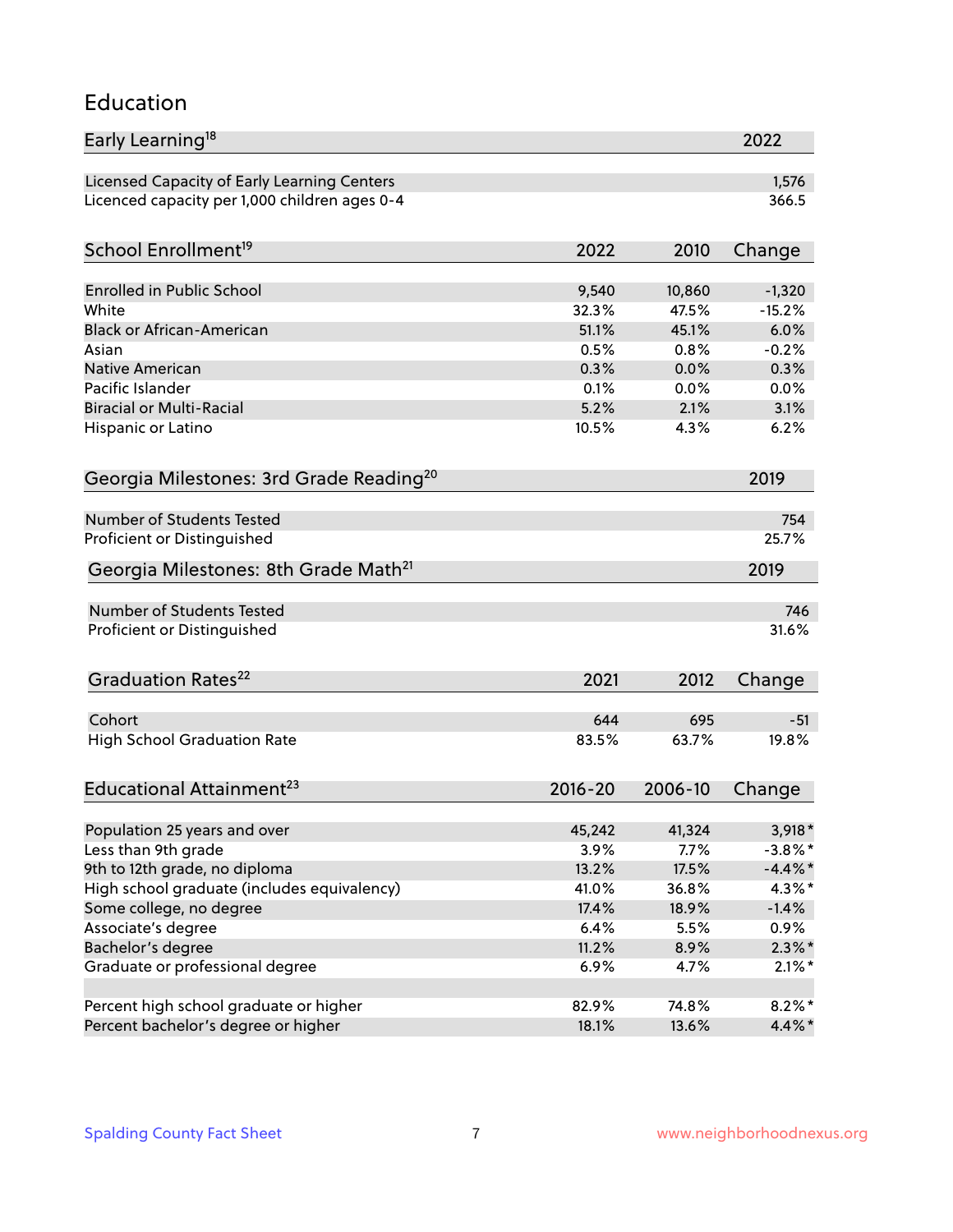## Education

| Early Learning[18] | 2022 |
|---|---|
| Licensed Capacity of Early Learning Centers | 1,576 |
| Licenced capacity per 1,000 children ages 0-4 | 366.5 |

| School Enrollment[19] | 2022 | 2010 | Change |
|---|---|---|---|
| Enrolled in Public School | 9,540 | 10,860 | -1,320 |
| White | 32.3% | 47.5% | -15.2% |
| Black or African-American | 51.1% | 45.1% | 6.0% |
| Asian | 0.5% | 0.8% | -0.2% |
| Native American | 0.3% | 0.0% | 0.3% |
| Pacific Islander | 0.1% | 0.0% | 0.0% |
| Biracial or Multi-Racial | 5.2% | 2.1% | 3.1% |
| Hispanic or Latino | 10.5% | 4.3% | 6.2% |

| Georgia Milestones: 3rd Grade Reading[20] | 2019 |
|---|---|
| Number of Students Tested | 754 |
| Proficient or Distinguished | 25.7% |

| Georgia Milestones: 8th Grade Math[21] | 2019 |
|---|---|
| Number of Students Tested | 746 |
| Proficient or Distinguished | 31.6% |

| Graduation Rates[22] | 2021 | 2012 | Change |
|---|---|---|---|
| Cohort | 644 | 695 | -51 |
| High School Graduation Rate | 83.5% | 63.7% | 19.8% |

| Educational Attainment[23] | 2016-20 | 2006-10 | Change |
|---|---|---|---|
| Population 25 years and over | 45,242 | 41,324 | 3,918* |
| Less than 9th grade | 3.9% | 7.7% | -3.8%* |
| 9th to 12th grade, no diploma | 13.2% | 17.5% | -4.4%* |
| High school graduate (includes equivalency) | 41.0% | 36.8% | 4.3%* |
| Some college, no degree | 17.4% | 18.9% | -1.4% |
| Associate's degree | 6.4% | 5.5% | 0.9% |
| Bachelor's degree | 11.2% | 8.9% | 2.3%* |
| Graduate or professional degree | 6.9% | 4.7% | 2.1%* |
| | | | |
| Percent high school graduate or higher | 82.9% | 74.8% | 8.2%* |
| Percent bachelor's degree or higher | 18.1% | 13.6% | 4.4%* |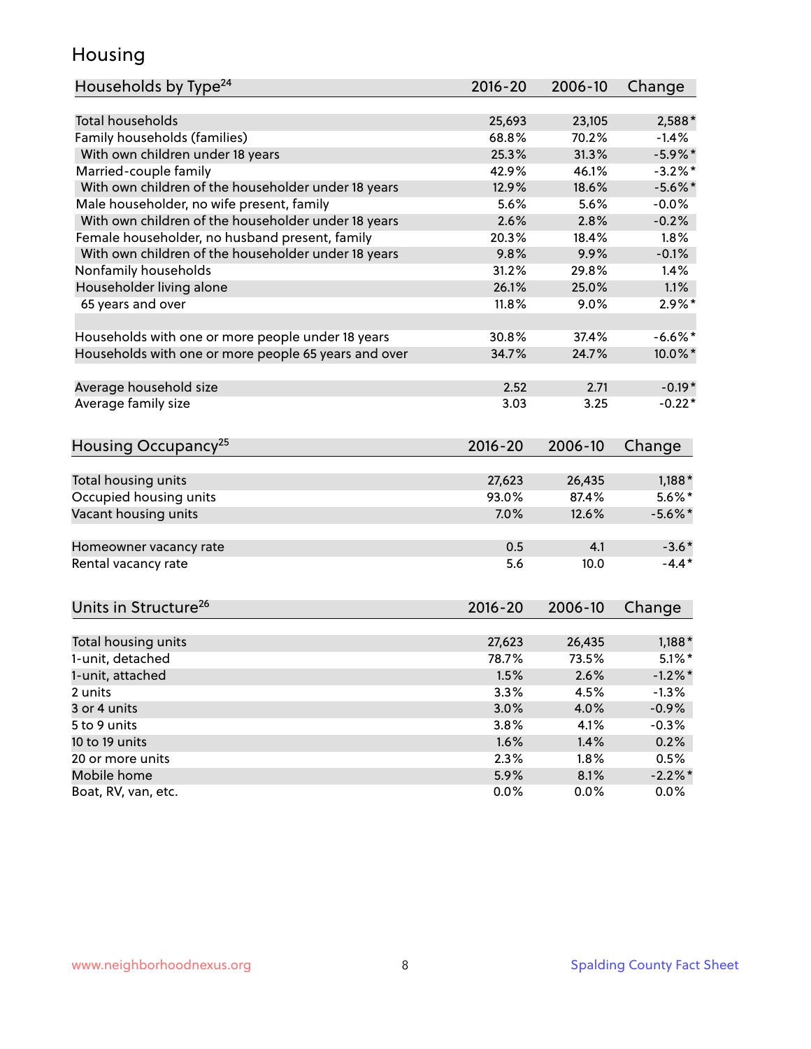# Housing

| Households by Type[24] | 2016-20 | 2006-10 | Change |
|---|---|---|---|
| Total households | 25,693 | 23,105 | 2,588* |
| Family households (families) | 68.8% | 70.2% | -1.4% |
| With own children under 18 years | 25.3% | 31.3% | -5.9%* |
| Married-couple family | 42.9% | 46.1% | -3.2%* |
| With own children of the householder under 18 years | 12.9% | 18.6% | -5.6%* |
| Male householder, no wife present, family | 5.6% | 5.6% | -0.0% |
| With own children of the householder under 18 years | 2.6% | 2.8% | -0.2% |
| Female householder, no husband present, family | 20.3% | 18.4% | 1.8% |
| With own children of the householder under 18 years | 9.8% | 9.9% | -0.1% |
| Nonfamily households | 31.2% | 29.8% | 1.4% |
| Householder living alone | 26.1% | 25.0% | 1.1% |
| 65 years and over | 11.8% | 9.0% | 2.9%* |
| | | | |
| Households with one or more people under 18 years | 30.8% | 37.4% | -6.6%* |
| Households with one or more people 65 years and over | 34.7% | 24.7% | 10.0%* |
| | | | |
| Average household size | 2.52 | 2.71 | -0.19* |
| Average family size | 3.03 | 3.25 | -0.22* |

| Housing Occupancy[25] | 2016-20 | 2006-10 | Change |
|---|---|---|---|
| Total housing units | 27,623 | 26,435 | 1,188* |
| Occupied housing units | 93.0% | 87.4% | 5.6%* |
| Vacant housing units | 7.0% | 12.6% | -5.6%* |
| | | | |
| Homeowner vacancy rate | 0.5 | 4.1 | -3.6* |
| Rental vacancy rate | 5.6 | 10.0 | -4.4* |

| Units in Structure[26] | 2016-20 | 2006-10 | Change |
|---|---|---|---|
| Total housing units | 27,623 | 26,435 | 1,188* |
| 1-unit, detached | 78.7% | 73.5% | 5.1%* |
| 1-unit, attached | 1.5% | 2.6% | -1.2%* |
| 2 units | 3.3% | 4.5% | -1.3% |
| 3 or 4 units | 3.0% | 4.0% | -0.9% |
| 5 to 9 units | 3.8% | 4.1% | -0.3% |
| 10 to 19 units | 1.6% | 1.4% | 0.2% |
| 20 or more units | 2.3% | 1.8% | 0.5% |
| Mobile home | 5.9% | 8.1% | -2.2%* |
| Boat, RV, van, etc. | 0.0% | 0.0% | 0.0% |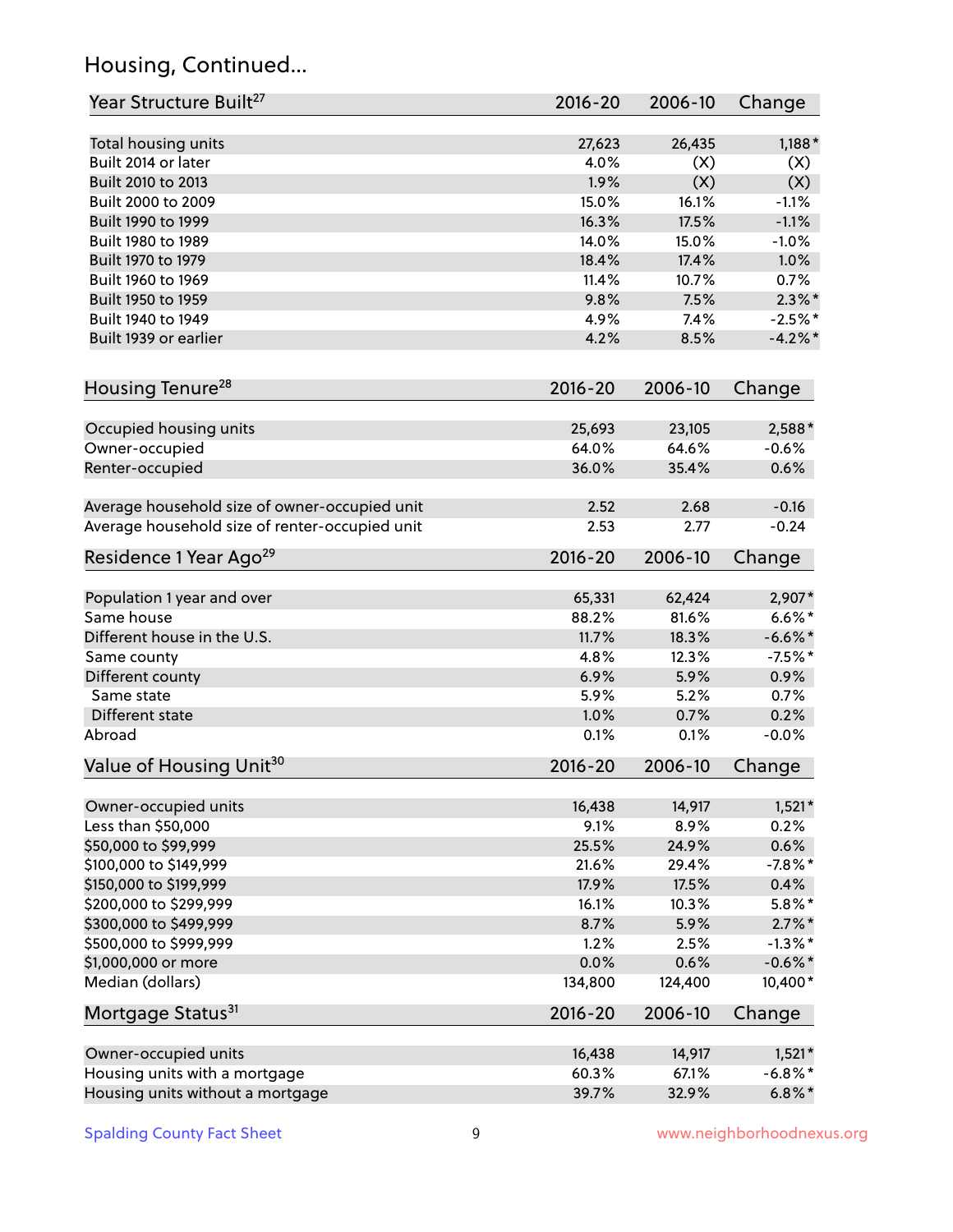## Housing, Continued...

| Year Structure Built[27] | 2016-20 | 2006-10 | Change |
|---|---|---|---|
| Total housing units | 27,623 | 26,435 | 1,188* |
| Built 2014 or later | 4.0% | (X) | (X) |
| Built 2010 to 2013 | 1.9% | (X) | (X) |
| Built 2000 to 2009 | 15.0% | 16.1% | -1.1% |
| Built 1990 to 1999 | 16.3% | 17.5% | -1.1% |
| Built 1980 to 1989 | 14.0% | 15.0% | -1.0% |
| Built 1970 to 1979 | 18.4% | 17.4% | 1.0% |
| Built 1960 to 1969 | 11.4% | 10.7% | 0.7% |
| Built 1950 to 1959 | 9.8% | 7.5% | 2.3%* |
| Built 1940 to 1949 | 4.9% | 7.4% | -2.5%* |
| Built 1939 or earlier | 4.2% | 8.5% | -4.2%* |

| Housing Tenure[28] | 2016-20 | 2006-10 | Change |
|---|---|---|---|
| Occupied housing units | 25,693 | 23,105 | 2,588* |
| Owner-occupied | 64.0% | 64.6% | -0.6% |
| Renter-occupied | 36.0% | 35.4% | 0.6% |
| Average household size of owner-occupied unit | 2.52 | 2.68 | -0.16 |
| Average household size of renter-occupied unit | 2.53 | 2.77 | -0.24 |

| Residence 1 Year Ago[29] | 2016-20 | 2006-10 | Change |
|---|---|---|---|
| Population 1 year and over | 65,331 | 62,424 | 2,907* |
| Same house | 88.2% | 81.6% | 6.6%* |
| Different house in the U.S. | 11.7% | 18.3% | -6.6%* |
| Same county | 4.8% | 12.3% | -7.5%* |
| Different county | 6.9% | 5.9% | 0.9% |
| Same state | 5.9% | 5.2% | 0.7% |
| Different state | 1.0% | 0.7% | 0.2% |
| Abroad | 0.1% | 0.1% | -0.0% |

| Value of Housing Unit[30] | 2016-20 | 2006-10 | Change |
|---|---|---|---|
| Owner-occupied units | 16,438 | 14,917 | 1,521* |
| Less than $50,000 | 9.1% | 8.9% | 0.2% |
| $50,000 to $99,999 | 25.5% | 24.9% | 0.6% |
| $100,000 to $149,999 | 21.6% | 29.4% | -7.8%* |
| $150,000 to $199,999 | 17.9% | 17.5% | 0.4% |
| $200,000 to $299,999 | 16.1% | 10.3% | 5.8%* |
| $300,000 to $499,999 | 8.7% | 5.9% | 2.7%* |
| $500,000 to $999,999 | 1.2% | 2.5% | -1.3%* |
| $1,000,000 or more | 0.0% | 0.6% | -0.6%* |
| Median (dollars) | 134,800 | 124,400 | 10,400* |

| Mortgage Status[31] | 2016-20 | 2006-10 | Change |
|---|---|---|---|
| Owner-occupied units | 16,438 | 14,917 | 1,521* |
| Housing units with a mortgage | 60.3% | 67.1% | -6.8%* |
| Housing units without a mortgage | 39.7% | 32.9% | 6.8%* |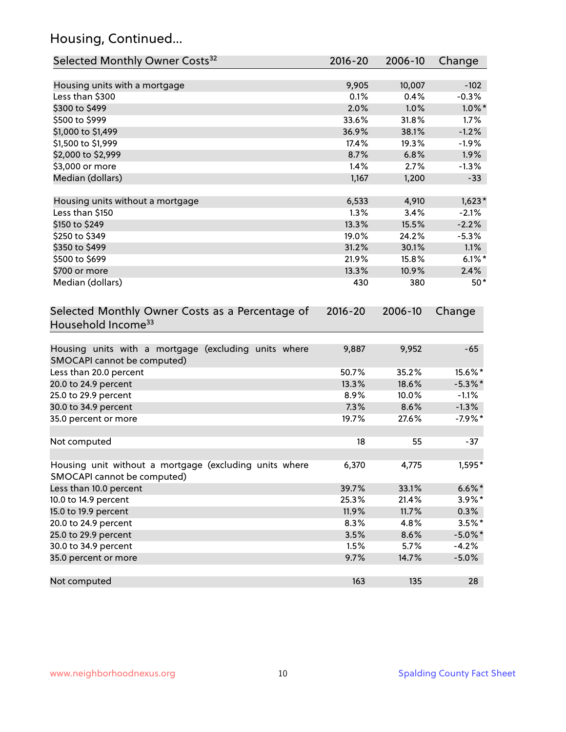## Housing, Continued...

| Selected Monthly Owner Costs[32] | 2016-20 | 2006-10 | Change |
|---|---|---|---|
| Housing units with a mortgage | 9,905 | 10,007 | -102 |
| Less than $300 | 0.1% | 0.4% | -0.3% |
| $300 to $499 | 2.0% | 1.0% | 1.0%* |
| $500 to $999 | 33.6% | 31.8% | 1.7% |
| $1,000 to $1,499 | 36.9% | 38.1% | -1.2% |
| $1,500 to $1,999 | 17.4% | 19.3% | -1.9% |
| $2,000 to $2,999 | 8.7% | 6.8% | 1.9% |
| $3,000 or more | 1.4% | 2.7% | -1.3% |
| Median (dollars) | 1,167 | 1,200 | -33 |
| Housing units without a mortgage | 6,533 | 4,910 | 1,623* |
| Less than $150 | 1.3% | 3.4% | -2.1% |
| $150 to $249 | 13.3% | 15.5% | -2.2% |
| $250 to $349 | 19.0% | 24.2% | -5.3% |
| $350 to $499 | 31.2% | 30.1% | 1.1% |
| $500 to $699 | 21.9% | 15.8% | 6.1%* |
| $700 or more | 13.3% | 10.9% | 2.4% |
| Median (dollars) | 430 | 380 | 50* |

| Selected Monthly Owner Costs as a Percentage of Household Income[33] | 2016-20 | 2006-10 | Change |
|---|---|---|---|
| Housing units with a mortgage (excluding units where SMOCAPI cannot be computed) | 9,887 | 9,952 | -65 |
| Less than 20.0 percent | 50.7% | 35.2% | 15.6%* |
| 20.0 to 24.9 percent | 13.3% | 18.6% | -5.3%* |
| 25.0 to 29.9 percent | 8.9% | 10.0% | -1.1% |
| 30.0 to 34.9 percent | 7.3% | 8.6% | -1.3% |
| 35.0 percent or more | 19.7% | 27.6% | -7.9%* |
| Not computed | 18 | 55 | -37 |
| Housing unit without a mortgage (excluding units where SMOCAPI cannot be computed) | 6,370 | 4,775 | 1,595* |
| Less than 10.0 percent | 39.7% | 33.1% | 6.6%* |
| 10.0 to 14.9 percent | 25.3% | 21.4% | 3.9%* |
| 15.0 to 19.9 percent | 11.9% | 11.7% | 0.3% |
| 20.0 to 24.9 percent | 8.3% | 4.8% | 3.5%* |
| 25.0 to 29.9 percent | 3.5% | 8.6% | -5.0%* |
| 30.0 to 34.9 percent | 1.5% | 5.7% | -4.2% |
| 35.0 percent or more | 9.7% | 14.7% | -5.0% |
| Not computed | 163 | 135 | 28 |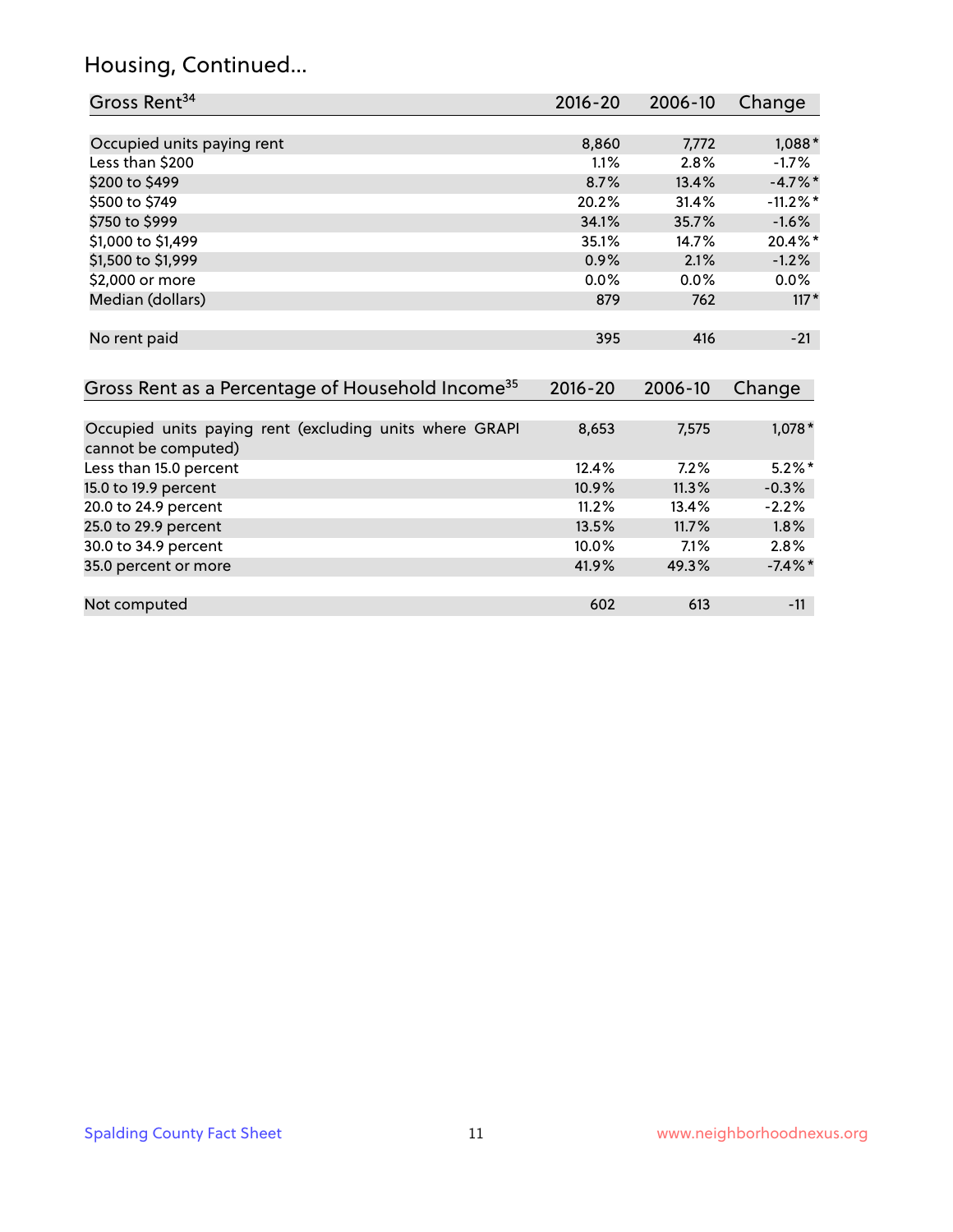# Housing, Continued...

| Gross Rent[34] | 2016-20 | 2006-10 | Change |
|---|---|---|---|
| Occupied units paying rent | 8,860 | 7,772 | 1,088* |
| Less than $200 | 1.1% | 2.8% | -1.7% |
| $200 to $499 | 8.7% | 13.4% | -4.7%* |
| $500 to $749 | 20.2% | 31.4% | -11.2%* |
| $750 to $999 | 34.1% | 35.7% | -1.6% |
| $1,000 to $1,499 | 35.1% | 14.7% | 20.4%* |
| $1,500 to $1,999 | 0.9% | 2.1% | -1.2% |
| $2,000 or more | 0.0% | 0.0% | 0.0% |
| Median (dollars) | 879 | 762 | 117* |
| No rent paid | 395 | 416 | -21 |

| Gross Rent as a Percentage of Household Income[35] | 2016-20 | 2006-10 | Change |
|---|---|---|---|
| Occupied units paying rent (excluding units where GRAPI cannot be computed) | 8,653 | 7,575 | 1,078* |
| Less than 15.0 percent | 12.4% | 7.2% | 5.2%* |
| 15.0 to 19.9 percent | 10.9% | 11.3% | -0.3% |
| 20.0 to 24.9 percent | 11.2% | 13.4% | -2.2% |
| 25.0 to 29.9 percent | 13.5% | 11.7% | 1.8% |
| 30.0 to 34.9 percent | 10.0% | 7.1% | 2.8% |
| 35.0 percent or more | 41.9% | 49.3% | -7.4%* |
| Not computed | 602 | 613 | -11 |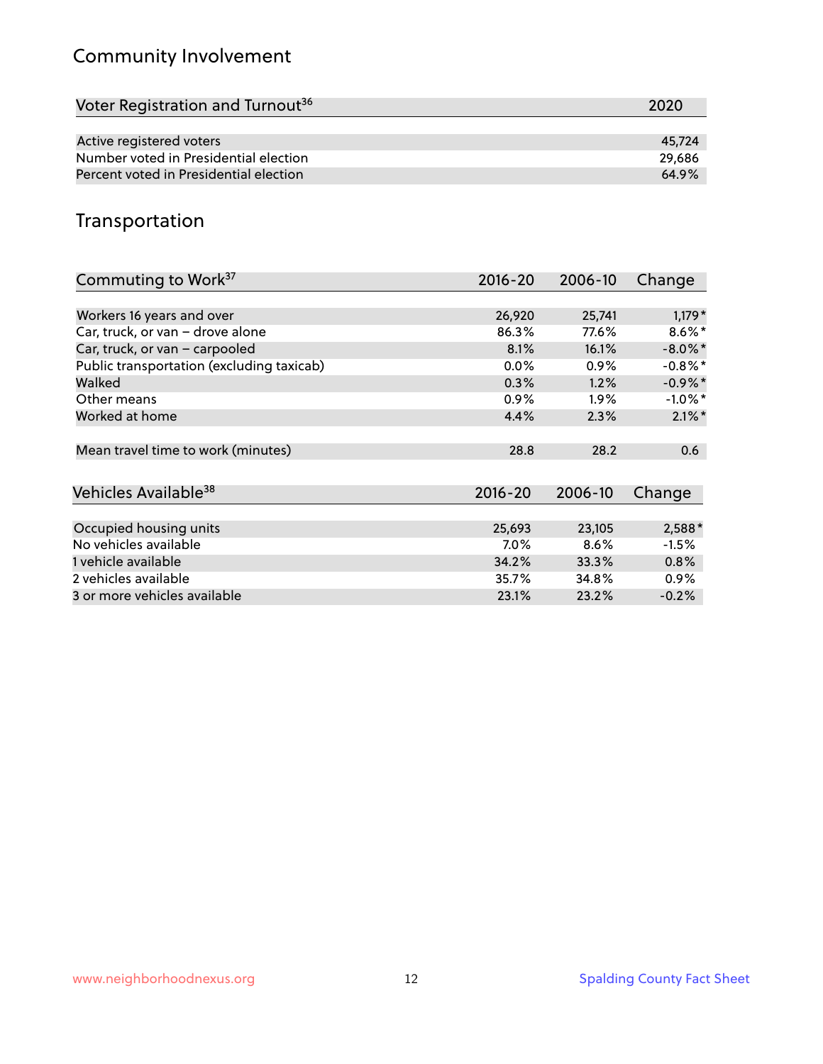## Community Involvement

| Voter Registration and Turnout[36] | 2020 |
|---|---|
| Active registered voters | 45,724 |
| Number voted in Presidential election | 29,686 |
| Percent voted in Presidential election | 64.9% |

## Transportation

| Commuting to Work[37] | 2016-20 | 2006-10 | Change |
|---|---|---|---|
| Workers 16 years and over | 26,920 | 25,741 | 1,179* |
| Car, truck, or van – drove alone | 86.3% | 77.6% | 8.6%* |
| Car, truck, or van – carpooled | 8.1% | 16.1% | -8.0%* |
| Public transportation (excluding taxicab) | 0.0% | 0.9% | -0.8%* |
| Walked | 0.3% | 1.2% | -0.9%* |
| Other means | 0.9% | 1.9% | -1.0%* |
| Worked at home | 4.4% | 2.3% | 2.1%* |
| Mean travel time to work (minutes) | 28.8 | 28.2 | 0.6 |

| Vehicles Available[38] | 2016-20 | 2006-10 | Change |
|---|---|---|---|
| Occupied housing units | 25,693 | 23,105 | 2,588* |
| No vehicles available | 7.0% | 8.6% | -1.5% |
| 1 vehicle available | 34.2% | 33.3% | 0.8% |
| 2 vehicles available | 35.7% | 34.8% | 0.9% |
| 3 or more vehicles available | 23.1% | 23.2% | -0.2% |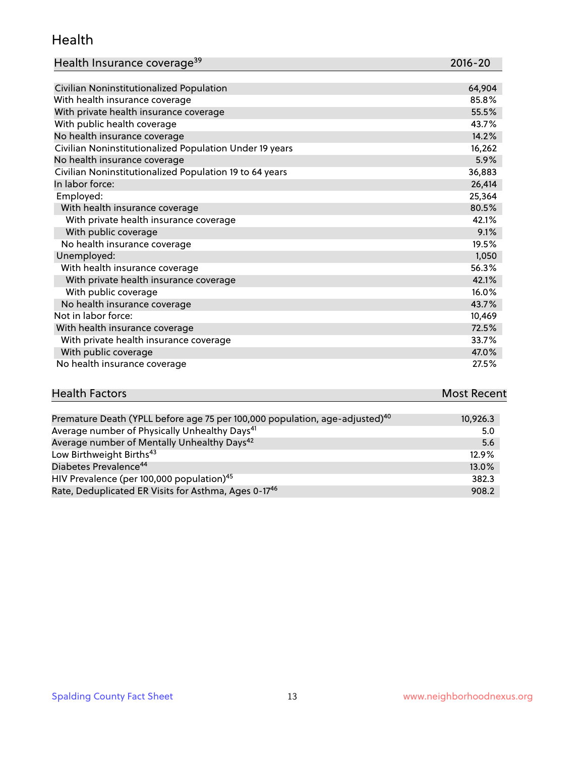## Health

| Health Insurance coverage[39] | 2016-20 |
| --- | --- |
| Civilian Noninstitutionalized Population | 64,904 |
| With health insurance coverage | 85.8% |
| With private health insurance coverage | 55.5% |
| With public health coverage | 43.7% |
| No health insurance coverage | 14.2% |
| Civilian Noninstitutionalized Population Under 19 years | 16,262 |
| No health insurance coverage | 5.9% |
| Civilian Noninstitutionalized Population 19 to 64 years | 36,883 |
| In labor force: | 26,414 |
| Employed: | 25,364 |
| With health insurance coverage | 80.5% |
| With private health insurance coverage | 42.1% |
| With public coverage | 9.1% |
| No health insurance coverage | 19.5% |
| Unemployed: | 1,050 |
| With health insurance coverage | 56.3% |
| With private health insurance coverage | 42.1% |
| With public coverage | 16.0% |
| No health insurance coverage | 43.7% |
| Not in labor force: | 10,469 |
| With health insurance coverage | 72.5% |
| With private health insurance coverage | 33.7% |
| With public coverage | 47.0% |
| No health insurance coverage | 27.5% |

| Health Factors | Most Recent |
| --- | --- |
| Premature Death (YPLL before age 75 per 100,000 population, age-adjusted)[40] | 10,926.3 |
| Average number of Physically Unhealthy Days[41] | 5.0 |
| Average number of Mentally Unhealthy Days[42] | 5.6 |
| Low Birthweight Births[43] | 12.9% |
| Diabetes Prevalence[44] | 13.0% |
| HIV Prevalence (per 100,000 population)[45] | 382.3 |
| Rate, Deduplicated ER Visits for Asthma, Ages 0-17[46] | 908.2 |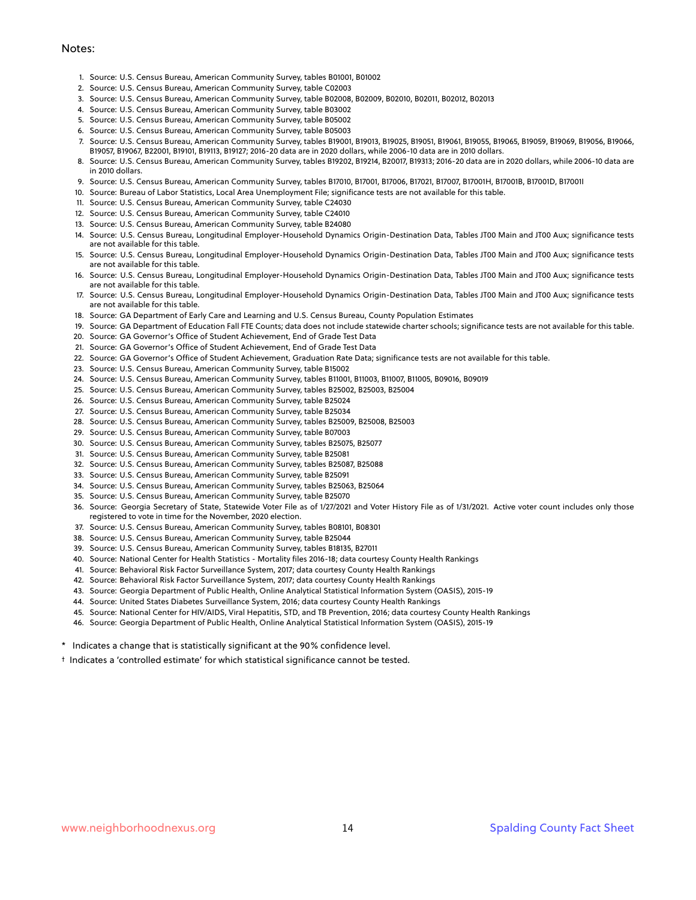Notes:

1. Source: U.S. Census Bureau, American Community Survey, tables B01001, B01002
2. Source: U.S. Census Bureau, American Community Survey, table C02003
3. Source: U.S. Census Bureau, American Community Survey, table B02008, B02009, B02010, B02011, B02012, B02013
4. Source: U.S. Census Bureau, American Community Survey, table B03002
5. Source: U.S. Census Bureau, American Community Survey, table B05002
6. Source: U.S. Census Bureau, American Community Survey, table B05003
7. Source: U.S. Census Bureau, American Community Survey, tables B19001, B19013, B19025, B19051, B19061, B19055, B19065, B19059, B19069, B19056, B19066, B19057, B19067, B22001, B19101, B19113, B19127; 2016-20 data are in 2020 dollars, while 2006-10 data are in 2010 dollars.
8. Source: U.S. Census Bureau, American Community Survey, tables B19202, B19214, B20017, B19313; 2016-20 data are in 2020 dollars, while 2006-10 data are in 2010 dollars.
9. Source: U.S. Census Bureau, American Community Survey, tables B17010, B17001, B17006, B17021, B17007, B17001H, B17001B, B17001D, B17001I
10. Source: Bureau of Labor Statistics, Local Area Unemployment File; significance tests are not available for this table.
11. Source: U.S. Census Bureau, American Community Survey, table C24030
12. Source: U.S. Census Bureau, American Community Survey, table C24010
13. Source: U.S. Census Bureau, American Community Survey, table B24080
14. Source: U.S. Census Bureau, Longitudinal Employer-Household Dynamics Origin-Destination Data, Tables JT00 Main and JT00 Aux; significance tests are not available for this table.
15. Source: U.S. Census Bureau, Longitudinal Employer-Household Dynamics Origin-Destination Data, Tables JT00 Main and JT00 Aux; significance tests are not available for this table.
16. Source: U.S. Census Bureau, Longitudinal Employer-Household Dynamics Origin-Destination Data, Tables JT00 Main and JT00 Aux; significance tests are not available for this table.
17. Source: U.S. Census Bureau, Longitudinal Employer-Household Dynamics Origin-Destination Data, Tables JT00 Main and JT00 Aux; significance tests are not available for this table.
18. Source: GA Department of Early Care and Learning and U.S. Census Bureau, County Population Estimates
19. Source: GA Department of Education Fall FTE Counts; data does not include statewide charter schools; significance tests are not available for this table.
20. Source: GA Governor's Office of Student Achievement, End of Grade Test Data
21. Source: GA Governor's Office of Student Achievement, End of Grade Test Data
22. Source: GA Governor's Office of Student Achievement, Graduation Rate Data; significance tests are not available for this table.
23. Source: U.S. Census Bureau, American Community Survey, table B15002
24. Source: U.S. Census Bureau, American Community Survey, tables B11001, B11003, B11007, B11005, B09016, B09019
25. Source: U.S. Census Bureau, American Community Survey, tables B25002, B25003, B25004
26. Source: U.S. Census Bureau, American Community Survey, table B25024
27. Source: U.S. Census Bureau, American Community Survey, table B25034
28. Source: U.S. Census Bureau, American Community Survey, tables B25009, B25008, B25003
29. Source: U.S. Census Bureau, American Community Survey, table B07003
30. Source: U.S. Census Bureau, American Community Survey, tables B25075, B25077
31. Source: U.S. Census Bureau, American Community Survey, table B25081
32. Source: U.S. Census Bureau, American Community Survey, tables B25087, B25088
33. Source: U.S. Census Bureau, American Community Survey, table B25091
34. Source: U.S. Census Bureau, American Community Survey, tables B25063, B25064
35. Source: U.S. Census Bureau, American Community Survey, table B25070
36. Source: Georgia Secretary of State, Statewide Voter File as of 1/27/2021 and Voter History File as of 1/31/2021. Active voter count includes only those registered to vote in time for the November, 2020 election.
37. Source: U.S. Census Bureau, American Community Survey, tables B08101, B08301
38. Source: U.S. Census Bureau, American Community Survey, table B25044
39. Source: U.S. Census Bureau, American Community Survey, tables B18135, B27011
40. Source: National Center for Health Statistics - Mortality files 2016-18; data courtesy County Health Rankings
41. Source: Behavioral Risk Factor Surveillance System, 2017; data courtesy County Health Rankings
42. Source: Behavioral Risk Factor Surveillance System, 2017; data courtesy County Health Rankings
43. Source: Georgia Department of Public Health, Online Analytical Statistical Information System (OASIS), 2015-19
44. Source: United States Diabetes Surveillance System, 2016; data courtesy County Health Rankings
45. Source: National Center for HIV/AIDS, Viral Hepatitis, STD, and TB Prevention, 2016; data courtesy County Health Rankings
46. Source: Georgia Department of Public Health, Online Analytical Statistical Information System (OASIS), 2015-19

\* Indicates a change that is statistically significant at the 90% confidence level.

† Indicates a 'controlled estimate' for which statistical significance cannot be tested.